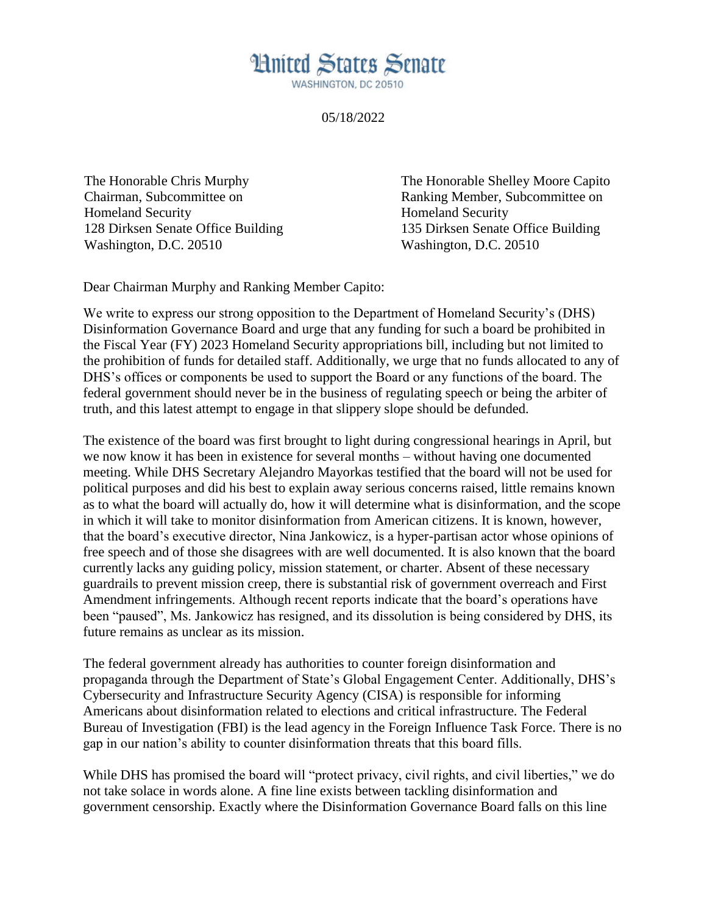# United States Senate

WASHINGTON, DC 20510

05/18/2022

The Honorable Chris Murphy
Chairman, Subcommittee on
Homeland Security
128 Dirksen Senate Office Building
Washington, D.C. 20510

The Honorable Shelley Moore Capito
Ranking Member, Subcommittee on
Homeland Security
135 Dirksen Senate Office Building
Washington, D.C. 20510

Dear Chairman Murphy and Ranking Member Capito:

We write to express our strong opposition to the Department of Homeland Security's (DHS) Disinformation Governance Board and urge that any funding for such a board be prohibited in the Fiscal Year (FY) 2023 Homeland Security appropriations bill, including but not limited to the prohibition of funds for detailed staff. Additionally, we urge that no funds allocated to any of DHS's offices or components be used to support the Board or any functions of the board. The federal government should never be in the business of regulating speech or being the arbiter of truth, and this latest attempt to engage in that slippery slope should be defunded.

The existence of the board was first brought to light during congressional hearings in April, but we now know it has been in existence for several months – without having one documented meeting. While DHS Secretary Alejandro Mayorkas testified that the board will not be used for political purposes and did his best to explain away serious concerns raised, little remains known as to what the board will actually do, how it will determine what is disinformation, and the scope in which it will take to monitor disinformation from American citizens. It is known, however, that the board's executive director, Nina Jankowicz, is a hyper-partisan actor whose opinions of free speech and of those she disagrees with are well documented. It is also known that the board currently lacks any guiding policy, mission statement, or charter. Absent of these necessary guardrails to prevent mission creep, there is substantial risk of government overreach and First Amendment infringements. Although recent reports indicate that the board's operations have been "paused", Ms. Jankowicz has resigned, and its dissolution is being considered by DHS, its future remains as unclear as its mission.

The federal government already has authorities to counter foreign disinformation and propaganda through the Department of State's Global Engagement Center. Additionally, DHS's Cybersecurity and Infrastructure Security Agency (CISA) is responsible for informing Americans about disinformation related to elections and critical infrastructure. The Federal Bureau of Investigation (FBI) is the lead agency in the Foreign Influence Task Force. There is no gap in our nation's ability to counter disinformation threats that this board fills.

While DHS has promised the board will "protect privacy, civil rights, and civil liberties," we do not take solace in words alone. A fine line exists between tackling disinformation and government censorship. Exactly where the Disinformation Governance Board falls on this line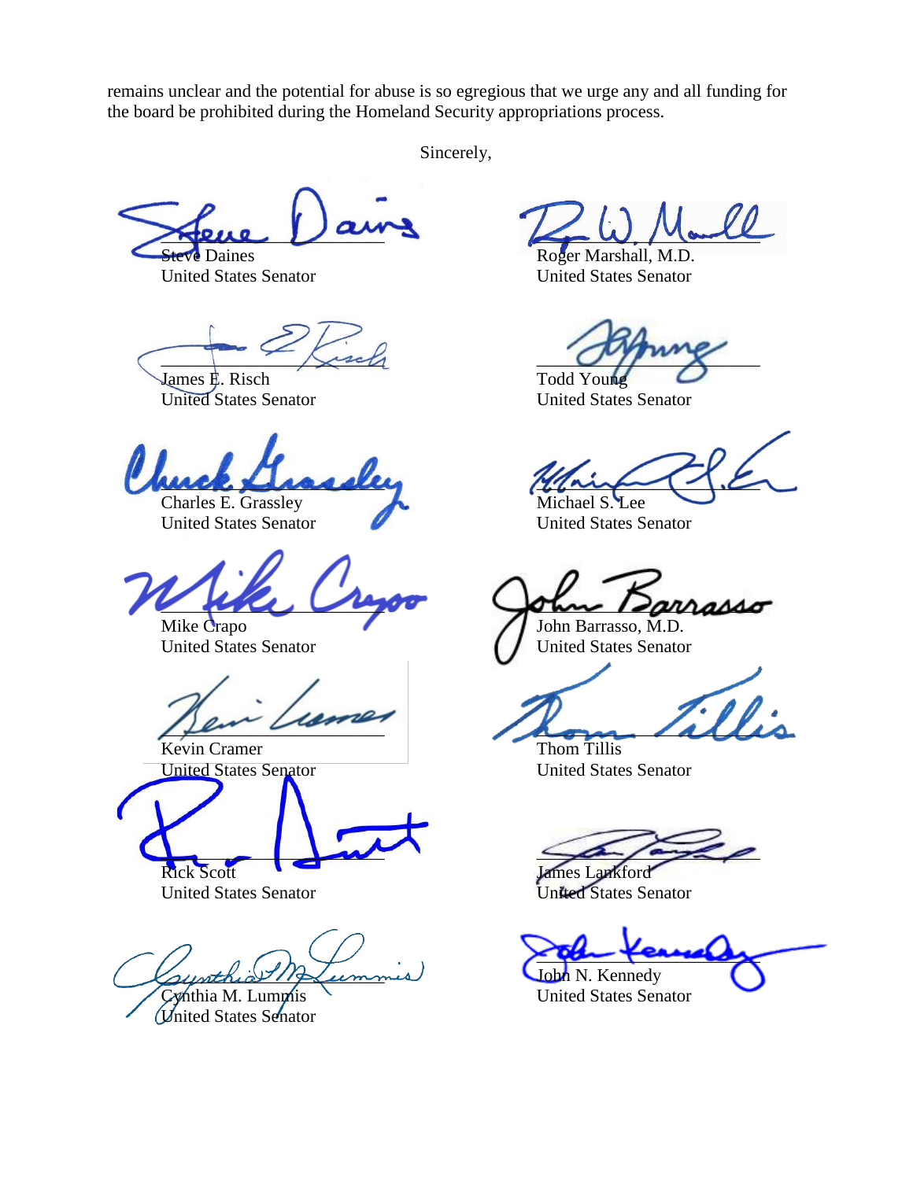remains unclear and the potential for abuse is so egregious that we urge any and all funding for the board be prohibited during the Homeland Security appropriations process.

Sincerely,

Steve Daines
United States Senator

Roger Marshall, M.D.
United States Senator

James E. Risch
United States Senator

Todd Young
United States Senator

Charles E. Grassley
United States Senator

Michael S. Lee
United States Senator

Mike Crapo
United States Senator

John Barrasso, M.D.
United States Senator

Kevin Cramer
United States Senator

Thom Tillis
United States Senator

Rick Scott
United States Senator

James Lankford
United States Senator

Cynthia M. Lummis
United States Senator

John N. Kennedy
United States Senator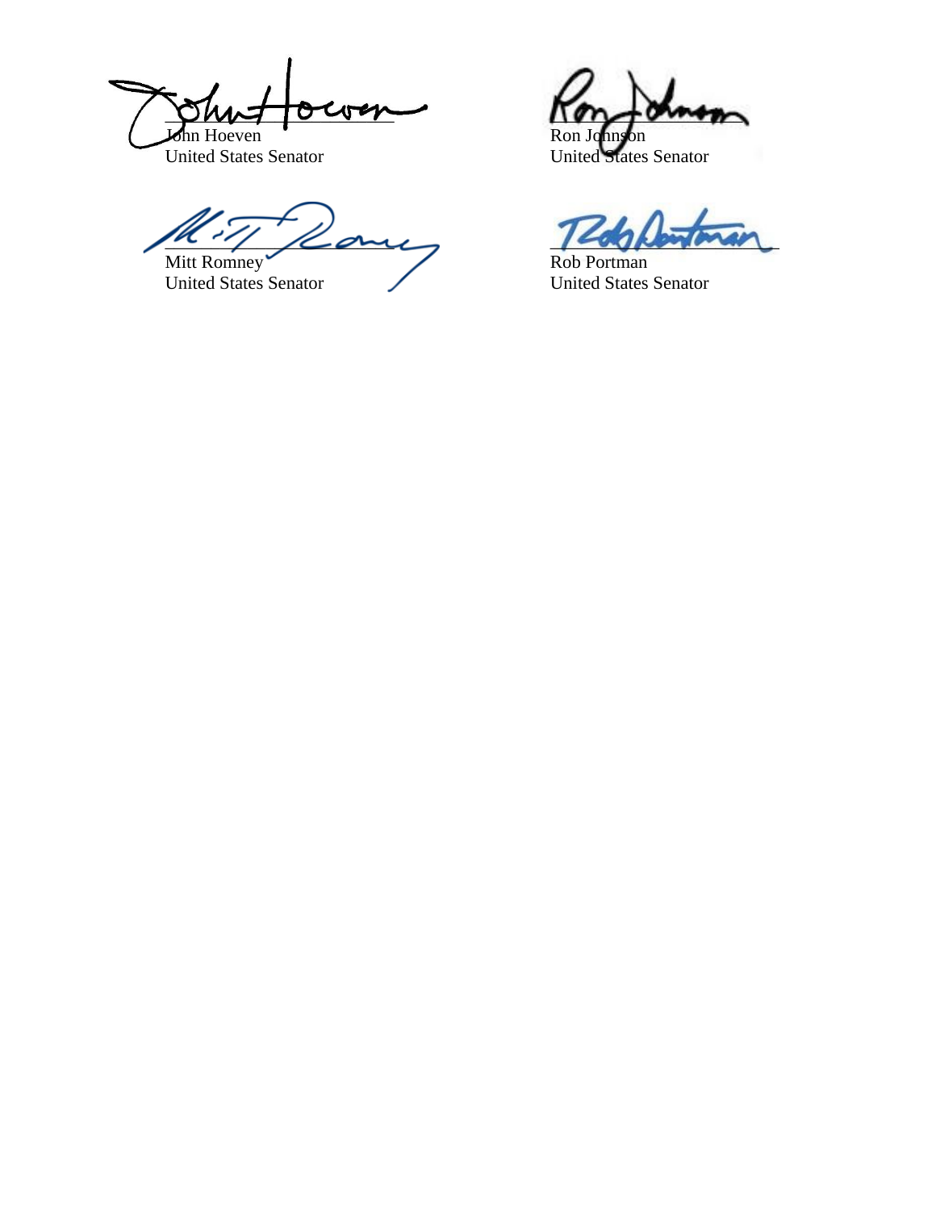John Hoeven
United States Senator

Ron Johnson
United States Senator

Mitt Romney
United States Senator

Rob Portman
United States Senator